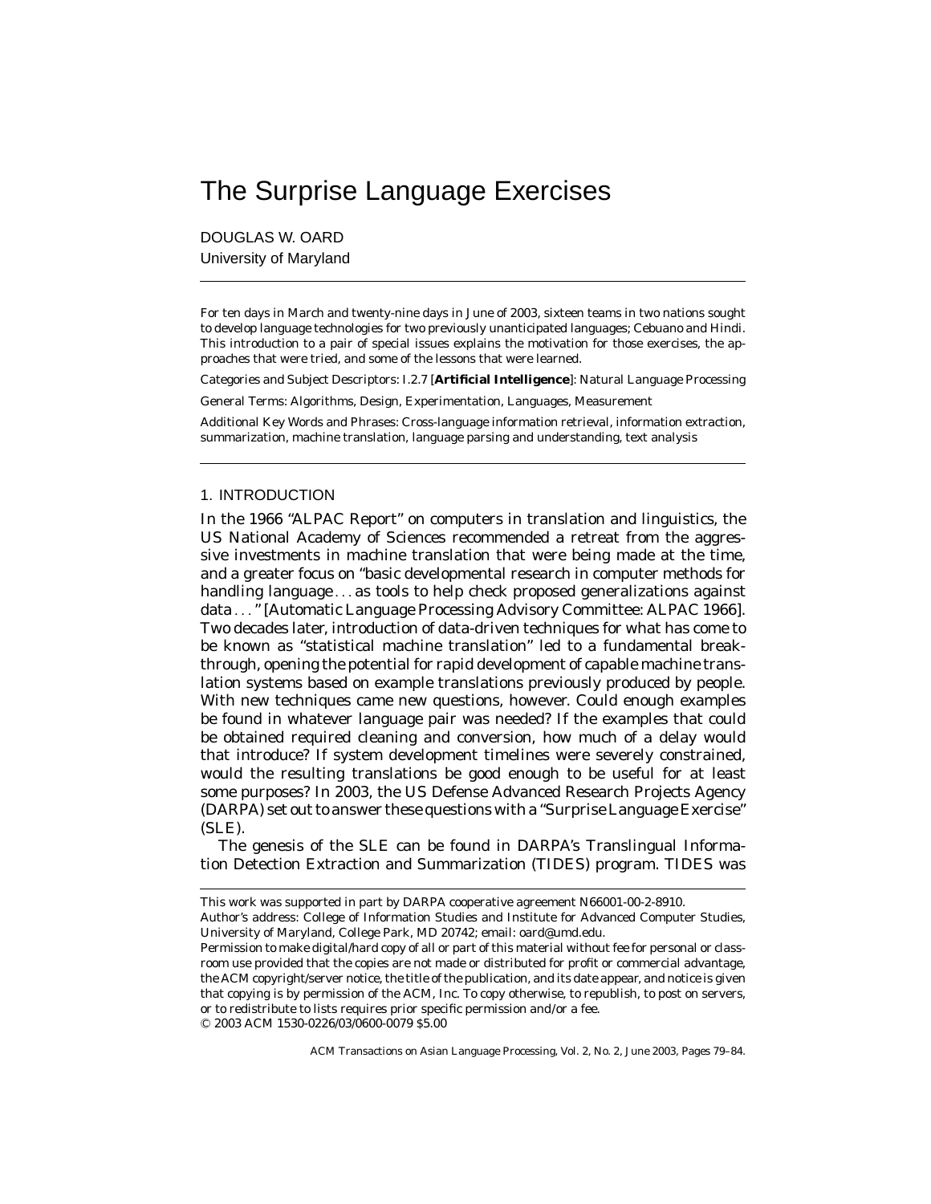# The Surprise Language Exercises

DOUGLAS W. OARD
University of Maryland

For ten days in March and twenty-nine days in June of 2003, sixteen teams in two nations sought to develop language technologies for two previously unanticipated languages; Cebuano and Hindi. This introduction to a pair of special issues explains the motivation for those exercises, the approaches that were tried, and some of the lessons that were learned.

Categories and Subject Descriptors: I.2.7 [**Artificial Intelligence**]: Natural Language Processing

General Terms: Algorithms, Design, Experimentation, Languages, Measurement

Additional Key Words and Phrases: Cross-language information retrieval, information extraction, summarization, machine translation, language parsing and understanding, text analysis

## 1. INTRODUCTION

In the 1966 "ALPAC Report" on computers in translation and linguistics, the US National Academy of Sciences recommended a retreat from the aggressive investments in machine translation that were being made at the time, and a greater focus on "basic developmental research in computer methods for handling language . . . as tools to help check proposed generalizations against data . . . " [Automatic Language Processing Advisory Committee: ALPAC 1966]. Two decades later, introduction of data-driven techniques for what has come to be known as "statistical machine translation" led to a fundamental breakthrough, opening the potential for rapid development of capable machine translation systems based on example translations previously produced by people. With new techniques came new questions, however. Could enough examples be found in whatever language pair was needed? If the examples that could be obtained required cleaning and conversion, how much of a delay would that introduce? If system development timelines were severely constrained, would the resulting translations be good enough to be useful for at least some purposes? In 2003, the US Defense Advanced Research Projects Agency (DARPA) set out to answer these questions with a "Surprise Language Exercise" (SLE).

The genesis of the SLE can be found in DARPA's Translingual Information Detection Extraction and Summarization (TIDES) program. TIDES was

---

This work was supported in part by DARPA cooperative agreement N66001-00-2-8910.

Author's address: College of Information Studies and Institute for Advanced Computer Studies, University of Maryland, College Park, MD 20742; email: oard@umd.edu.

Permission to make digital/hard copy of all or part of this material without fee for personal or classroom use provided that the copies are not made or distributed for profit or commercial advantage, the ACM copyright/server notice, the title of the publication, and its date appear, and notice is given that copying is by permission of the ACM, Inc. To copy otherwise, to republish, to post on servers, or to redistribute to lists requires prior specific permission and/or a fee.

© 2003 ACM 1530-0226/03/0600-0079 $5.00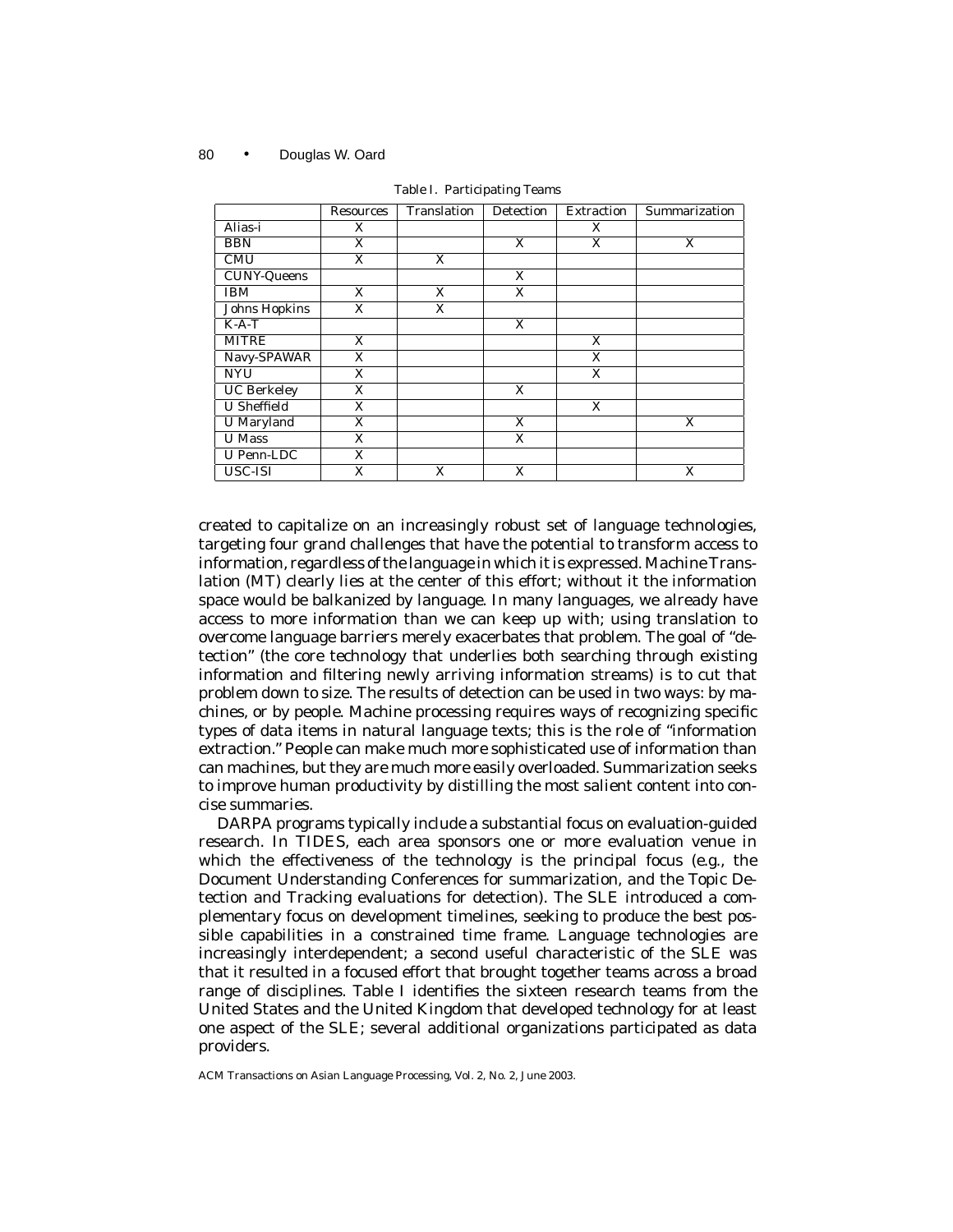Table I. Participating Teams

| | Resources | Translation | Detection | Extraction | Summarization |
|---|---|---|---|---|---|
| Alias-i | X | | | X | |
| BBN | X | | X | X | X |
| CMU | X | X | | | |
| CUNY-Queens | | | X | | |
| IBM | X | X | X | | |
| Johns Hopkins | X | X | | | |
| K-A-T | | | X | | |
| MITRE | X | | | X | |
| Navy-SPAWAR | X | | | X | |
| NYU | X | | | X | |
| UC Berkeley | X | | X | | |
| U Sheffield | X | | | X | |
| U Maryland | X | | X | | X |
| U Mass | X | | X | | |
| U Penn-LDC | X | | | | |
| USC-ISI | X | X | X | | X |

created to capitalize on an increasingly robust set of language technologies, targeting four grand challenges that have the potential to transform access to information, regardless of the language in which it is expressed. Machine Translation (MT) clearly lies at the center of this effort; without it the information space would be balkanized by language. In many languages, we already have access to more information than we can keep up with; using translation to overcome language barriers merely exacerbates that problem. The goal of "detection" (the core technology that underlies both searching through existing information and filtering newly arriving information streams) is to cut that problem down to size. The results of detection can be used in two ways: by machines, or by people. Machine processing requires ways of recognizing specific types of data items in natural language texts; this is the role of "information extraction." People can make much more sophisticated use of information than can machines, but they are much more easily overloaded. Summarization seeks to improve human productivity by distilling the most salient content into concise summaries.

DARPA programs typically include a substantial focus on evaluation-guided research. In TIDES, each area sponsors one or more evaluation venue in which the effectiveness of the technology is the principal focus (e.g., the Document Understanding Conferences for summarization, and the Topic Detection and Tracking evaluations for detection). The SLE introduced a complementary focus on development timelines, seeking to produce the best possible capabilities in a constrained time frame. Language technologies are increasingly interdependent; a second useful characteristic of the SLE was that it resulted in a focused effort that brought together teams across a broad range of disciplines. Table I identifies the sixteen research teams from the United States and the United Kingdom that developed technology for at least one aspect of the SLE; several additional organizations participated as data providers.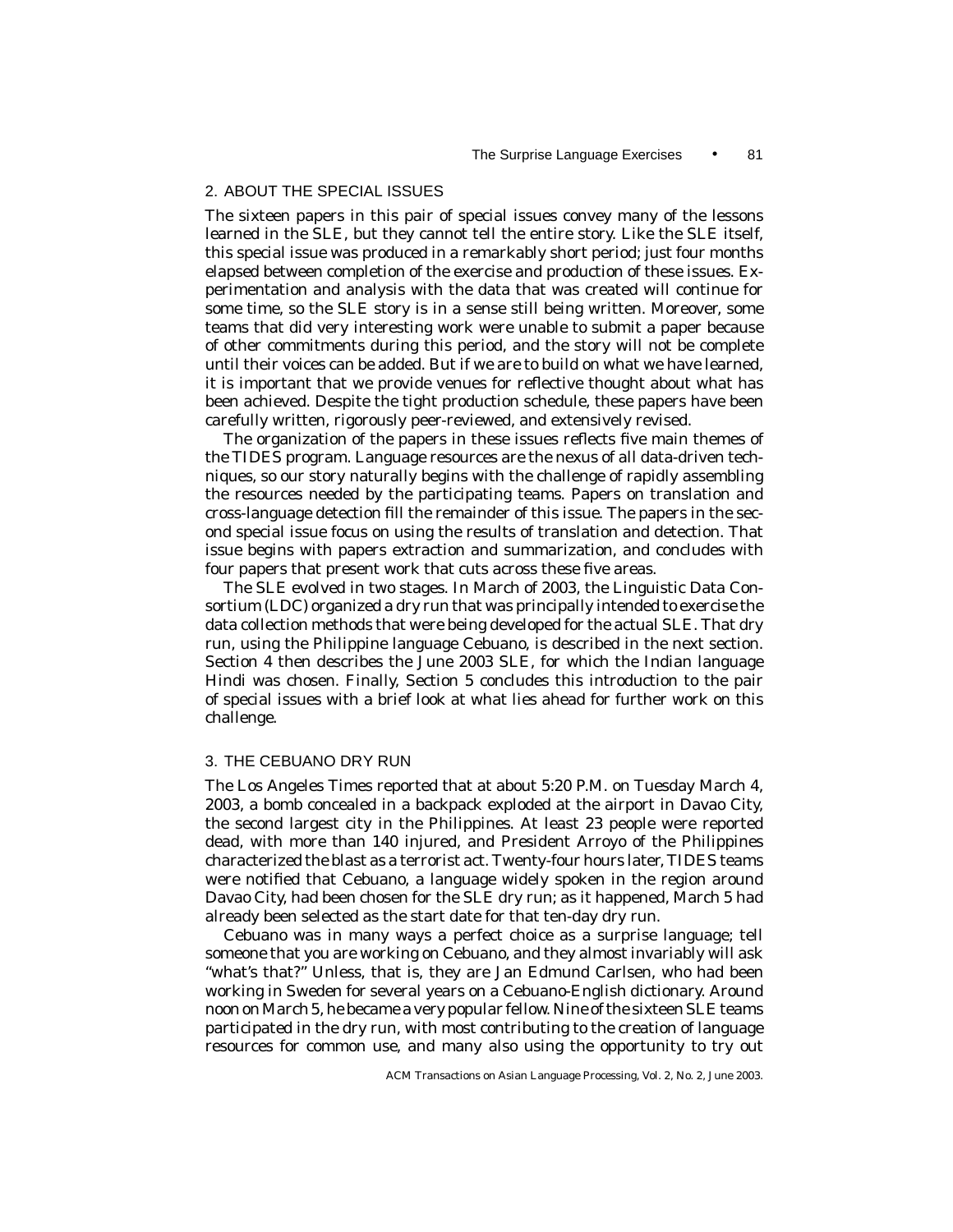## 2. ABOUT THE SPECIAL ISSUES

The sixteen papers in this pair of special issues convey many of the lessons learned in the SLE, but they cannot tell the entire story. Like the SLE itself, this special issue was produced in a remarkably short period; just four months elapsed between completion of the exercise and production of these issues. Experimentation and analysis with the data that was created will continue for some time, so the SLE story is in a sense still being written. Moreover, some teams that did very interesting work were unable to submit a paper because of other commitments during this period, and the story will not be complete until their voices can be added. But if we are to build on what we have learned, it is important that we provide venues for reflective thought about what has been achieved. Despite the tight production schedule, these papers have been carefully written, rigorously peer-reviewed, and extensively revised.

The organization of the papers in these issues reflects five main themes of the TIDES program. Language resources are the nexus of all data-driven techniques, so our story naturally begins with the challenge of rapidly assembling the resources needed by the participating teams. Papers on translation and cross-language detection fill the remainder of this issue. The papers in the second special issue focus on using the results of translation and detection. That issue begins with papers extraction and summarization, and concludes with four papers that present work that cuts across these five areas.

The SLE evolved in two stages. In March of 2003, the Linguistic Data Consortium (LDC) organized a dry run that was principally intended to exercise the data collection methods that were being developed for the actual SLE. That dry run, using the Philippine language Cebuano, is described in the next section. Section 4 then describes the June 2003 SLE, for which the Indian language Hindi was chosen. Finally, Section 5 concludes this introduction to the pair of special issues with a brief look at what lies ahead for further work on this challenge.

## 3. THE CEBUANO DRY RUN

The Los Angeles Times reported that at about 5:20 P.M. on Tuesday March 4, 2003, a bomb concealed in a backpack exploded at the airport in Davao City, the second largest city in the Philippines. At least 23 people were reported dead, with more than 140 injured, and President Arroyo of the Philippines characterized the blast as a terrorist act. Twenty-four hours later, TIDES teams were notified that Cebuano, a language widely spoken in the region around Davao City, had been chosen for the SLE dry run; as it happened, March 5 had already been selected as the start date for that ten-day dry run.

Cebuano was in many ways a perfect choice as a surprise language; tell someone that you are working on Cebuano, and they almost invariably will ask "what's that?" Unless, that is, they are Jan Edmund Carlsen, who had been working in Sweden for several years on a Cebuano-English dictionary. Around noon on March 5, he became a very popular fellow. Nine of the sixteen SLE teams participated in the dry run, with most contributing to the creation of language resources for common use, and many also using the opportunity to try out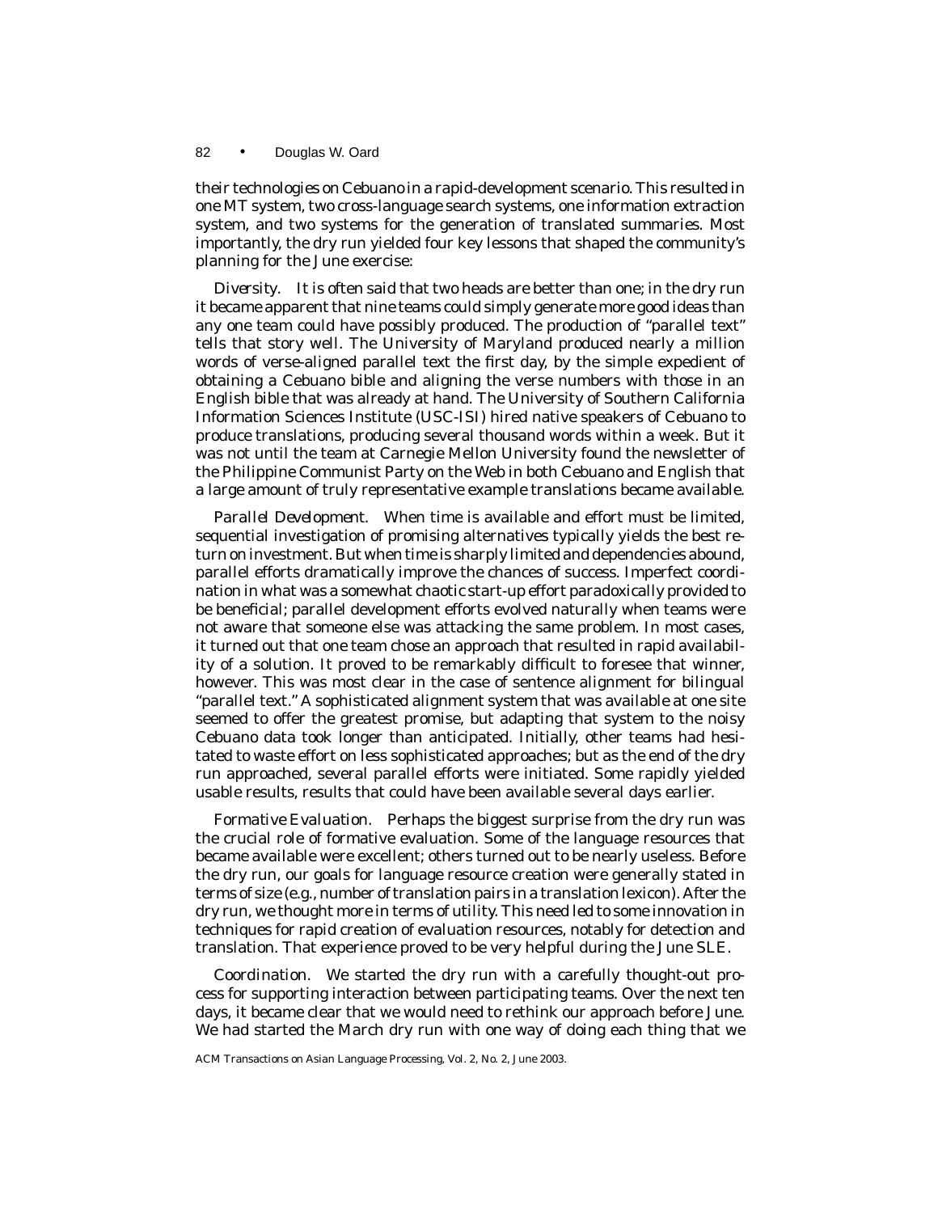their technologies on Cebuano in a rapid-development scenario. This resulted in one MT system, two cross-language search systems, one information extraction system, and two systems for the generation of translated summaries. Most importantly, the dry run yielded four key lessons that shaped the community's planning for the June exercise:

*Diversity.* It is often said that two heads are better than one; in the dry run it became apparent that nine teams could simply generate more good ideas than any one team could have possibly produced. The production of "parallel text" tells that story well. The University of Maryland produced nearly a million words of verse-aligned parallel text the first day, by the simple expedient of obtaining a Cebuano bible and aligning the verse numbers with those in an English bible that was already at hand. The University of Southern California Information Sciences Institute (USC-ISI) hired native speakers of Cebuano to produce translations, producing several thousand words within a week. But it was not until the team at Carnegie Mellon University found the newsletter of the Philippine Communist Party on the Web in both Cebuano and English that a large amount of truly representative example translations became available.

*Parallel Development.* When time is available and effort must be limited, sequential investigation of promising alternatives typically yields the best return on investment. But when time is sharply limited and dependencies abound, parallel efforts dramatically improve the chances of success. Imperfect coordination in what was a somewhat chaotic start-up effort paradoxically provided to be beneficial; parallel development efforts evolved naturally when teams were not aware that someone else was attacking the same problem. In most cases, it turned out that one team chose an approach that resulted in rapid availability of a solution. It proved to be remarkably difficult to foresee that winner, however. This was most clear in the case of sentence alignment for bilingual "parallel text." A sophisticated alignment system that was available at one site seemed to offer the greatest promise, but adapting that system to the noisy Cebuano data took longer than anticipated. Initially, other teams had hesitated to waste effort on less sophisticated approaches; but as the end of the dry run approached, several parallel efforts were initiated. Some rapidly yielded usable results, results that could have been available several days earlier.

*Formative Evaluation.* Perhaps the biggest surprise from the dry run was the crucial role of formative evaluation. Some of the language resources that became available were excellent; others turned out to be nearly useless. Before the dry run, our goals for language resource creation were generally stated in terms of size (e.g., number of translation pairs in a translation lexicon). After the dry run, we thought more in terms of utility. This need led to some innovation in techniques for rapid creation of evaluation resources, notably for detection and translation. That experience proved to be very helpful during the June SLE.

*Coordination.* We started the dry run with a carefully thought-out process for supporting interaction between participating teams. Over the next ten days, it became clear that we would need to rethink our approach before June. We had started the March dry run with one way of doing each thing that we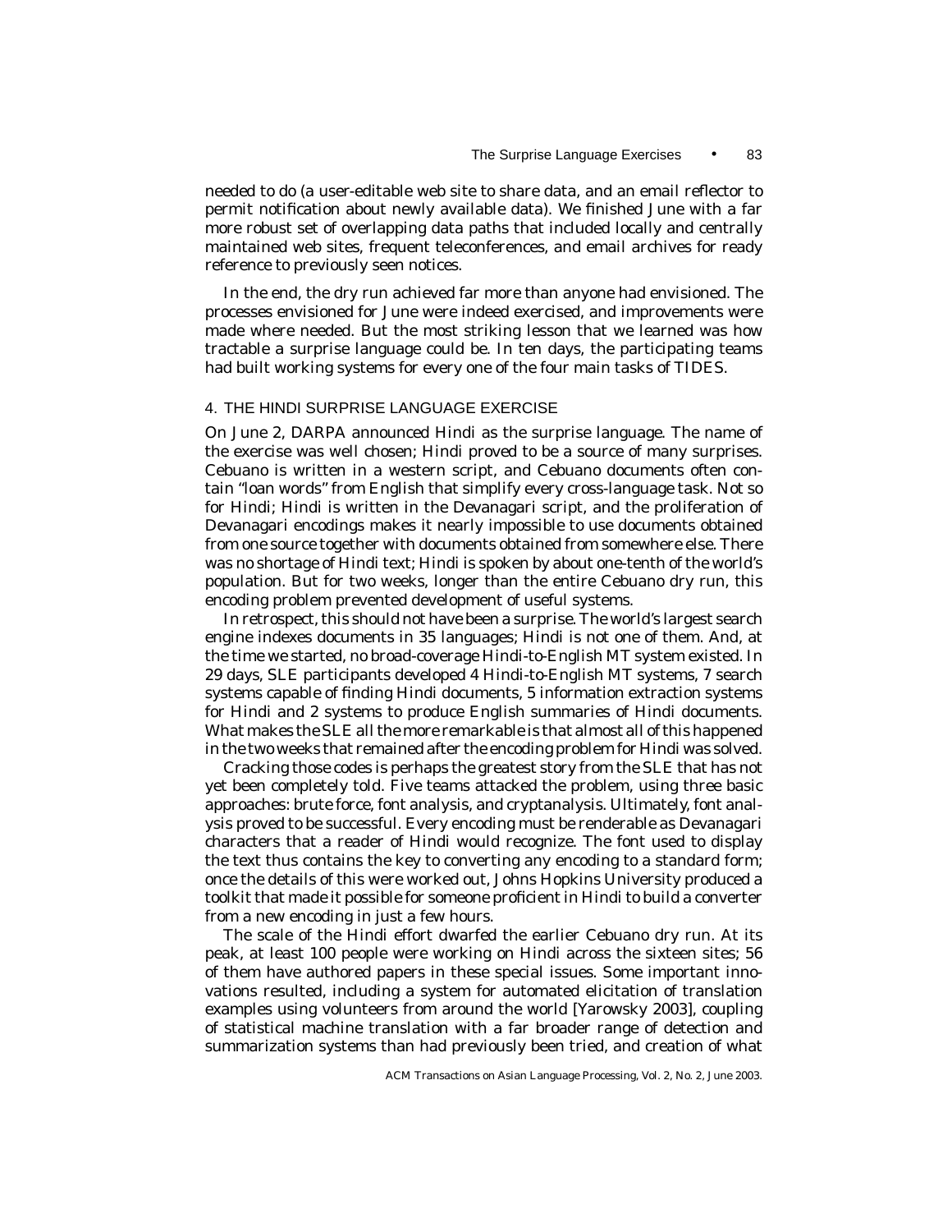needed to do (a user-editable web site to share data, and an email reflector to permit notification about newly available data). We finished June with a far more robust set of overlapping data paths that included locally and centrally maintained web sites, frequent teleconferences, and email archives for ready reference to previously seen notices.

In the end, the dry run achieved far more than anyone had envisioned. The processes envisioned for June were indeed exercised, and improvements were made where needed. But the most striking lesson that we learned was how tractable a surprise language could be. In ten days, the participating teams had built working systems for every one of the four main tasks of TIDES.

## 4. THE HINDI SURPRISE LANGUAGE EXERCISE

On June 2, DARPA announced Hindi as the surprise language. The name of the exercise was well chosen; Hindi proved to be a source of many surprises. Cebuano is written in a western script, and Cebuano documents often contain "loan words" from English that simplify every cross-language task. Not so for Hindi; Hindi is written in the Devanagari script, and the proliferation of Devanagari encodings makes it nearly impossible to use documents obtained from one source together with documents obtained from somewhere else. There was no shortage of Hindi text; Hindi is spoken by about one-tenth of the world's population. But for two weeks, longer than the entire Cebuano dry run, this encoding problem prevented development of useful systems.

In retrospect, this should not have been a surprise. The world's largest search engine indexes documents in 35 languages; Hindi is not one of them. And, at the time we started, no broad-coverage Hindi-to-English MT system existed. In 29 days, SLE participants developed 4 Hindi-to-English MT systems, 7 search systems capable of finding Hindi documents, 5 information extraction systems for Hindi and 2 systems to produce English summaries of Hindi documents. What makes the SLE all the more remarkable is that almost all of this happened in the two weeks that remained after the encoding problem for Hindi was solved.

Cracking those codes is perhaps the greatest story from the SLE that has not yet been completely told. Five teams attacked the problem, using three basic approaches: brute force, font analysis, and cryptanalysis. Ultimately, font analysis proved to be successful. Every encoding must be renderable as Devanagari characters that a reader of Hindi would recognize. The font used to display the text thus contains the key to converting any encoding to a standard form; once the details of this were worked out, Johns Hopkins University produced a toolkit that made it possible for someone proficient in Hindi to build a converter from a new encoding in just a few hours.

The scale of the Hindi effort dwarfed the earlier Cebuano dry run. At its peak, at least 100 people were working on Hindi across the sixteen sites; 56 of them have authored papers in these special issues. Some important innovations resulted, including a system for automated elicitation of translation examples using volunteers from around the world [Yarowsky 2003], coupling of statistical machine translation with a far broader range of detection and summarization systems than had previously been tried, and creation of what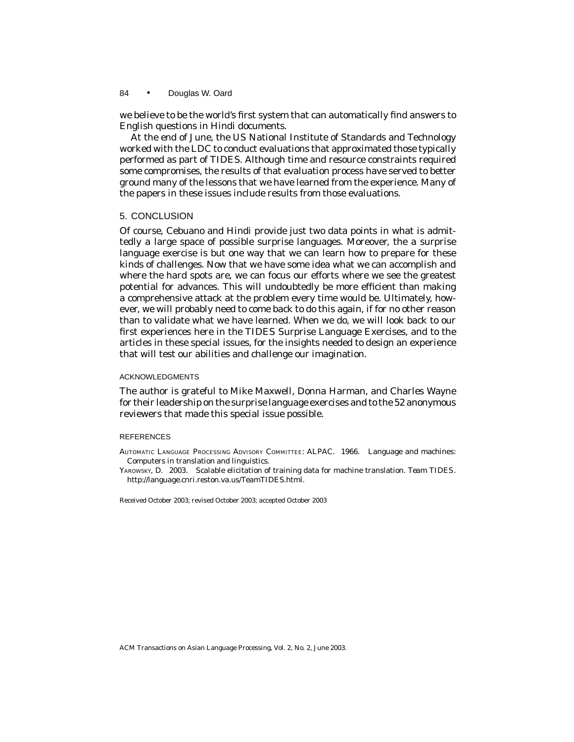we believe to be the world's first system that can automatically find answers to English questions in Hindi documents.

At the end of June, the US National Institute of Standards and Technology worked with the LDC to conduct evaluations that approximated those typically performed as part of TIDES. Although time and resource constraints required some compromises, the results of that evaluation process have served to better ground many of the lessons that we have learned from the experience. Many of the papers in these issues include results from those evaluations.

## 5. CONCLUSION

Of course, Cebuano and Hindi provide just two data points in what is admittedly a large space of possible surprise languages. Moreover, the a surprise language exercise is but one way that we can learn how to prepare for these kinds of challenges. Now that we have some idea what we can accomplish and where the hard spots are, we can focus our efforts where we see the greatest potential for advances. This will undoubtedly be more efficient than making a comprehensive attack at the problem every time would be. Ultimately, however, we will probably need to come back to do this again, if for no other reason than to validate what we have learned. When we do, we will look back to our first experiences here in the TIDES Surprise Language Exercises, and to the articles in these special issues, for the insights needed to design an experience that will test our abilities and challenge our imagination.

### ACKNOWLEDGMENTS

The author is grateful to Mike Maxwell, Donna Harman, and Charles Wayne for their leadership on the surprise language exercises and to the 52 anonymous reviewers that made this special issue possible.

### REFERENCES

AUTOMATIC LANGUAGE PROCESSING ADVISORY COMMITTEE: ALPAC. 1966. Language and machines: Computers in translation and linguistics.

YAROWSKY, D. 2003. Scalable elicitation of training data for machine translation. *Team TIDES*. http://language.cnri.reston.va.us/TeamTIDES.html.

Received October 2003; revised October 2003; accepted October 2003